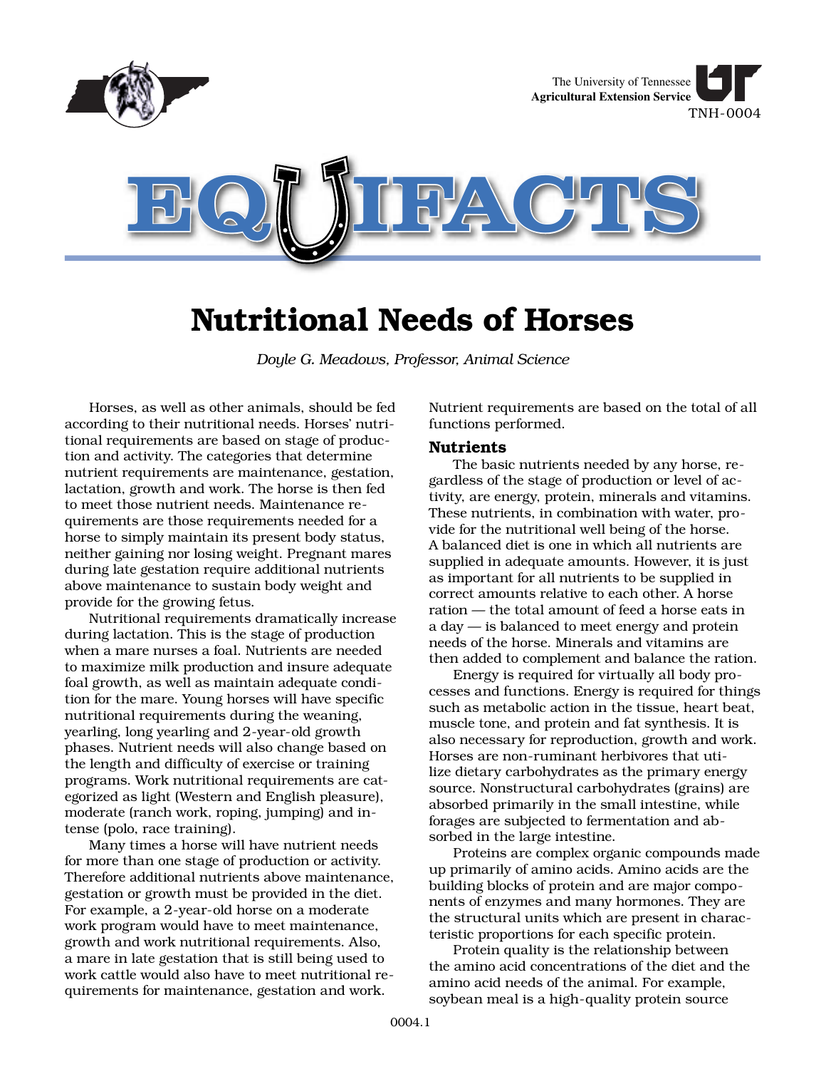The University of Tennessee
**Agricultural Extension Service**
TNH-0004

# EQUIFACTS

# Nutritional Needs of Horses

*Doyle G. Meadows, Professor, Animal Science*

Horses, as well as other animals, should be fed according to their nutritional needs. Horses' nutritional requirements are based on stage of production and activity. The categories that determine nutrient requirements are maintenance, gestation, lactation, growth and work. The horse is then fed to meet those nutrient needs. Maintenance requirements are those requirements needed for a horse to simply maintain its present body status, neither gaining nor losing weight. Pregnant mares during late gestation require additional nutrients above maintenance to sustain body weight and provide for the growing fetus.

Nutritional requirements dramatically increase during lactation. This is the stage of production when a mare nurses a foal. Nutrients are needed to maximize milk production and insure adequate foal growth, as well as maintain adequate condition for the mare. Young horses will have specific nutritional requirements during the weaning, yearling, long yearling and 2-year-old growth phases. Nutrient needs will also change based on the length and difficulty of exercise or training programs. Work nutritional requirements are categorized as light (Western and English pleasure), moderate (ranch work, roping, jumping) and intense (polo, race training).

Many times a horse will have nutrient needs for more than one stage of production or activity. Therefore additional nutrients above maintenance, gestation or growth must be provided in the diet. For example, a 2-year-old horse on a moderate work program would have to meet maintenance, growth and work nutritional requirements. Also, a mare in late gestation that is still being used to work cattle would also have to meet nutritional requirements for maintenance, gestation and work. Nutrient requirements are based on the total of all functions performed.

## Nutrients

The basic nutrients needed by any horse, regardless of the stage of production or level of activity, are energy, protein, minerals and vitamins. These nutrients, in combination with water, provide for the nutritional well being of the horse. A balanced diet is one in which all nutrients are supplied in adequate amounts. However, it is just as important for all nutrients to be supplied in correct amounts relative to each other. A horse ration — the total amount of feed a horse eats in a day — is balanced to meet energy and protein needs of the horse. Minerals and vitamins are then added to complement and balance the ration.

Energy is required for virtually all body processes and functions. Energy is required for things such as metabolic action in the tissue, heart beat, muscle tone, and protein and fat synthesis. It is also necessary for reproduction, growth and work. Horses are non-ruminant herbivores that utilize dietary carbohydrates as the primary energy source. Nonstructural carbohydrates (grains) are absorbed primarily in the small intestine, while forages are subjected to fermentation and absorbed in the large intestine.

Proteins are complex organic compounds made up primarily of amino acids. Amino acids are the building blocks of protein and are major components of enzymes and many hormones. They are the structural units which are present in characteristic proportions for each specific protein.

Protein quality is the relationship between the amino acid concentrations of the diet and the amino acid needs of the animal. For example, soybean meal is a high-quality protein source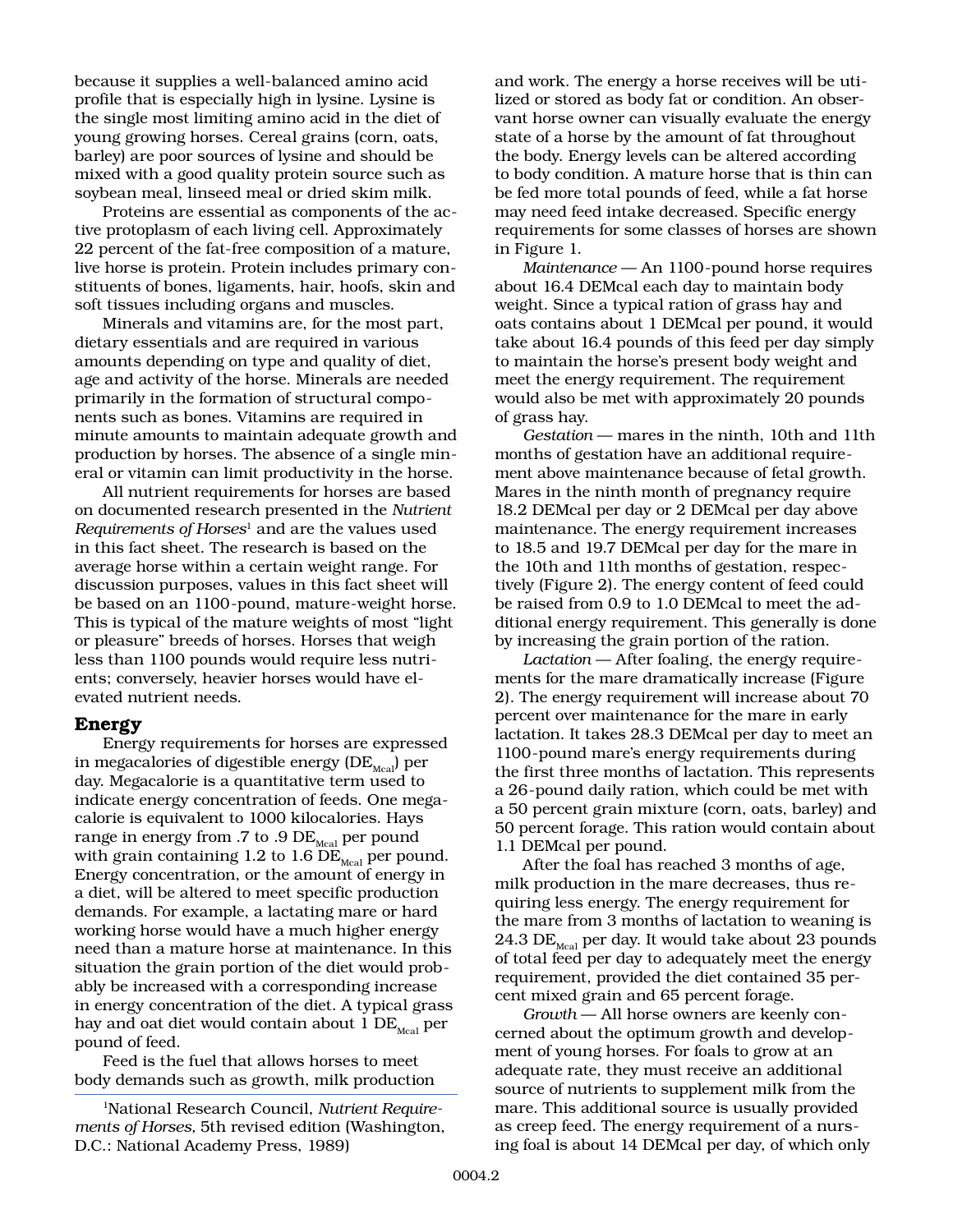because it supplies a well-balanced amino acid profile that is especially high in lysine. Lysine is the single most limiting amino acid in the diet of young growing horses. Cereal grains (corn, oats, barley) are poor sources of lysine and should be mixed with a good quality protein source such as soybean meal, linseed meal or dried skim milk.

Proteins are essential as components of the active protoplasm of each living cell. Approximately 22 percent of the fat-free composition of a mature, live horse is protein. Protein includes primary constituents of bones, ligaments, hair, hoofs, skin and soft tissues including organs and muscles.

Minerals and vitamins are, for the most part, dietary essentials and are required in various amounts depending on type and quality of diet, age and activity of the horse. Minerals are needed primarily in the formation of structural components such as bones. Vitamins are required in minute amounts to maintain adequate growth and production by horses. The absence of a single mineral or vitamin can limit productivity in the horse.

All nutrient requirements for horses are based on documented research presented in the *Nutrient Requirements of Horses*[1] and are the values used in this fact sheet. The research is based on the average horse within a certain weight range. For discussion purposes, values in this fact sheet will be based on an 1100-pound, mature-weight horse. This is typical of the mature weights of most "light or pleasure" breeds of horses. Horses that weigh less than 1100 pounds would require less nutrients; conversely, heavier horses would have elevated nutrient needs.

## Energy

Energy requirements for horses are expressed in megacalories of digestible energy ($DE_{Mcal}$) per day. Megacalorie is a quantitative term used to indicate energy concentration of feeds. One megacalorie is equivalent to 1000 kilocalories. Hays range in energy from .7 to .9 $DE_{Mcal}$ per pound with grain containing 1.2 to 1.6 $DE_{Mcal}$ per pound. Energy concentration, or the amount of energy in a diet, will be altered to meet specific production demands. For example, a lactating mare or hard working horse would have a much higher energy need than a mature horse at maintenance. In this situation the grain portion of the diet would probably be increased with a corresponding increase in energy concentration of the diet. A typical grass hay and oat diet would contain about 1 $DE_{Mcal}$ per pound of feed.

Feed is the fuel that allows horses to meet body demands such as growth, milk production and work. The energy a horse receives will be utilized or stored as body fat or condition. An observant horse owner can visually evaluate the energy state of a horse by the amount of fat throughout the body. Energy levels can be altered according to body condition. A mature horse that is thin can be fed more total pounds of feed, while a fat horse may need feed intake decreased. Specific energy requirements for some classes of horses are shown in Figure 1.

*Maintenance* — An 1100-pound horse requires about 16.4 DEMcal each day to maintain body weight. Since a typical ration of grass hay and oats contains about 1 DEMcal per pound, it would take about 16.4 pounds of this feed per day simply to maintain the horse's present body weight and meet the energy requirement. The requirement would also be met with approximately 20 pounds of grass hay.

*Gestation* — mares in the ninth, 10th and 11th months of gestation have an additional requirement above maintenance because of fetal growth. Mares in the ninth month of pregnancy require 18.2 DEMcal per day or 2 DEMcal per day above maintenance. The energy requirement increases to 18.5 and 19.7 DEMcal per day for the mare in the 10th and 11th months of gestation, respectively (Figure 2). The energy content of feed could be raised from 0.9 to 1.0 DEMcal to meet the additional energy requirement. This generally is done by increasing the grain portion of the ration.

*Lactation* — After foaling, the energy requirements for the mare dramatically increase (Figure 2). The energy requirement will increase about 70 percent over maintenance for the mare in early lactation. It takes 28.3 DEMcal per day to meet an 1100-pound mare's energy requirements during the first three months of lactation. This represents a 26-pound daily ration, which could be met with a 50 percent grain mixture (corn, oats, barley) and 50 percent forage. This ration would contain about 1.1 DEMcal per pound.

After the foal has reached 3 months of age, milk production in the mare decreases, thus requiring less energy. The energy requirement for the mare from 3 months of lactation to weaning is 24.3 $DE_{Mcal}$ per day. It would take about 23 pounds of total feed per day to adequately meet the energy requirement, provided the diet contained 35 percent mixed grain and 65 percent forage.

*Growth* — All horse owners are keenly concerned about the optimum growth and development of young horses. For foals to grow at an adequate rate, they must receive an additional source of nutrients to supplement milk from the mare. This additional source is usually provided as creep feed. The energy requirement of a nursing foal is about 14 DEMcal per day, of which only

[1]National Research Council, *Nutrient Requirements of Horses,* 5th revised edition (Washington, D.C.: National Academy Press, 1989)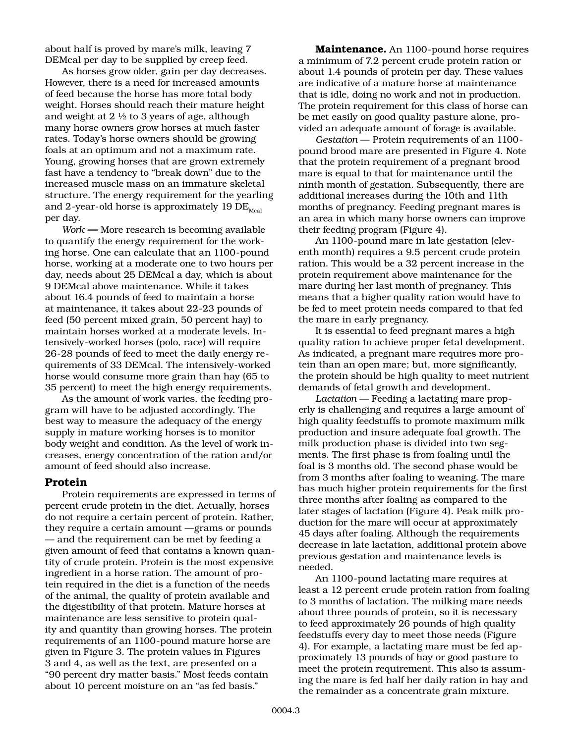about half is proved by mare's milk, leaving 7 DEMcal per day to be supplied by creep feed.

As horses grow older, gain per day decreases. However, there is a need for increased amounts of feed because the horse has more total body weight. Horses should reach their mature height and weight at 2 ½ to 3 years of age, although many horse owners grow horses at much faster rates. Today's horse owners should be growing foals at an optimum and not a maximum rate. Young, growing horses that are grown extremely fast have a tendency to "break down" due to the increased muscle mass on an immature skeletal structure. The energy requirement for the yearling and 2-year-old horse is approximately 19 $DE_{Mcal}$ per day.

*Work* **—** More research is becoming available to quantify the energy requirement for the working horse. One can calculate that an 1100-pound horse, working at a moderate one to two hours per day, needs about 25 DEMcal a day, which is about 9 DEMcal above maintenance. While it takes about 16.4 pounds of feed to maintain a horse at maintenance, it takes about 22-23 pounds of feed (50 percent mixed grain, 50 percent hay) to maintain horses worked at a moderate levels. Intensively-worked horses (polo, race) will require 26-28 pounds of feed to meet the daily energy requirements of 33 DEMcal. The intensively-worked horse would consume more grain than hay (65 to 35 percent) to meet the high energy requirements.

As the amount of work varies, the feeding program will have to be adjusted accordingly. The best way to measure the adequacy of the energy supply in mature working horses is to monitor body weight and condition. As the level of work increases, energy concentration of the ration and/or amount of feed should also increase.

## Protein

Protein requirements are expressed in terms of percent crude protein in the diet. Actually, horses do not require a certain percent of protein. Rather, they require a certain amount —grams or pounds — and the requirement can be met by feeding a given amount of feed that contains a known quantity of crude protein. Protein is the most expensive ingredient in a horse ration. The amount of protein required in the diet is a function of the needs of the animal, the quality of protein available and the digestibility of that protein. Mature horses at maintenance are less sensitive to protein quality and quantity than growing horses. The protein requirements of an 1100-pound mature horse are given in Figure 3. The protein values in Figures 3 and 4, as well as the text, are presented on a "90 percent dry matter basis." Most feeds contain about 10 percent moisture on an "as fed basis."

**Maintenance.** An 1100-pound horse requires a minimum of 7.2 percent crude protein ration or about 1.4 pounds of protein per day. These values are indicative of a mature horse at maintenance that is idle, doing no work and not in production. The protein requirement for this class of horse can be met easily on good quality pasture alone, provided an adequate amount of forage is available.

*Gestation* — Protein requirements of an 1100-pound brood mare are presented in Figure 4. Note that the protein requirement of a pregnant brood mare is equal to that for maintenance until the ninth month of gestation. Subsequently, there are additional increases during the 10th and 11th months of pregnancy. Feeding pregnant mares is an area in which many horse owners can improve their feeding program (Figure 4).

An 1100-pound mare in late gestation (eleventh month) requires a 9.5 percent crude protein ration. This would be a 32 percent increase in the protein requirement above maintenance for the mare during her last month of pregnancy. This means that a higher quality ration would have to be fed to meet protein needs compared to that fed the mare in early pregnancy.

It is essential to feed pregnant mares a high quality ration to achieve proper fetal development. As indicated, a pregnant mare requires more protein than an open mare; but, more significantly, the protein should be high quality to meet nutrient demands of fetal growth and development.

*Lactation* — Feeding a lactating mare properly is challenging and requires a large amount of high quality feedstuffs to promote maximum milk production and insure adequate foal growth. The milk production phase is divided into two segments. The first phase is from foaling until the foal is 3 months old. The second phase would be from 3 months after foaling to weaning. The mare has much higher protein requirements for the first three months after foaling as compared to the later stages of lactation (Figure 4). Peak milk production for the mare will occur at approximately 45 days after foaling. Although the requirements decrease in late lactation, additional protein above previous gestation and maintenance levels is needed.

An 1100-pound lactating mare requires at least a 12 percent crude protein ration from foaling to 3 months of lactation. The milking mare needs about three pounds of protein, so it is necessary to feed approximately 26 pounds of high quality feedstuffs every day to meet those needs (Figure 4). For example, a lactating mare must be fed approximately 13 pounds of hay or good pasture to meet the protein requirement. This also is assuming the mare is fed half her daily ration in hay and the remainder as a concentrate grain mixture.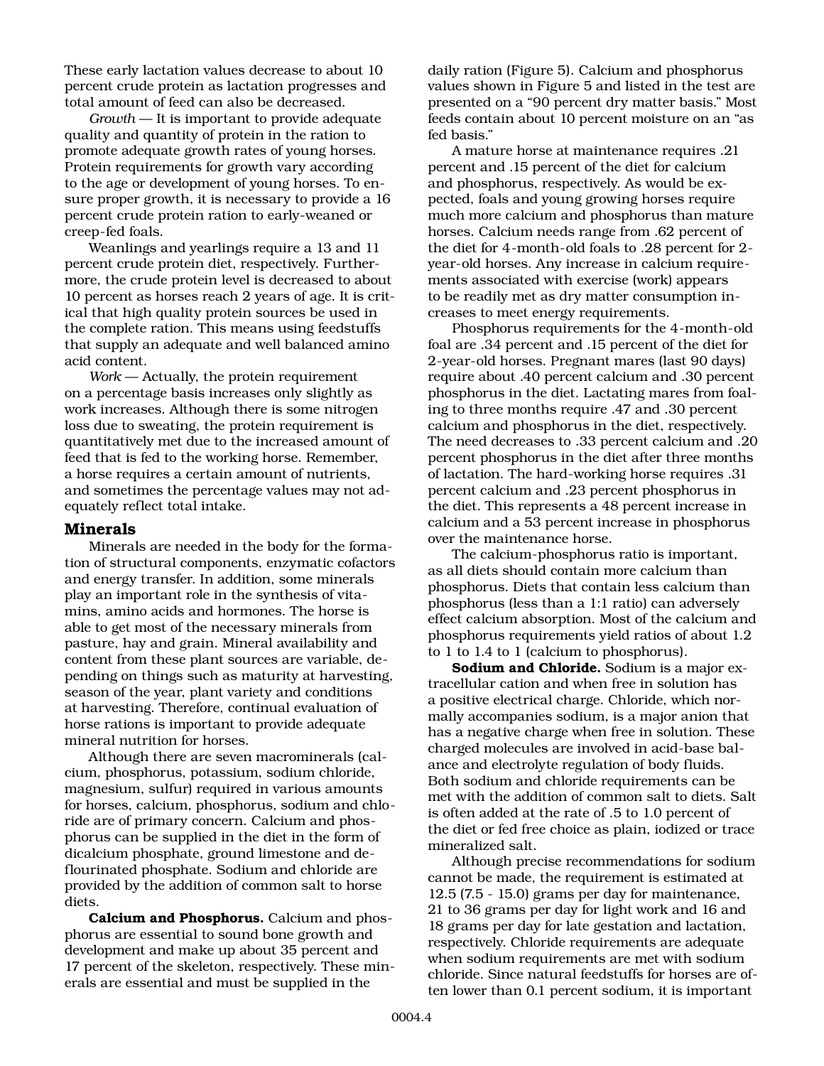These early lactation values decrease to about 10 percent crude protein as lactation progresses and total amount of feed can also be decreased.

*Growth* — It is important to provide adequate quality and quantity of protein in the ration to promote adequate growth rates of young horses. Protein requirements for growth vary according to the age or development of young horses. To ensure proper growth, it is necessary to provide a 16 percent crude protein ration to early-weaned or creep-fed foals.

Weanlings and yearlings require a 13 and 11 percent crude protein diet, respectively. Furthermore, the crude protein level is decreased to about 10 percent as horses reach 2 years of age. It is critical that high quality protein sources be used in the complete ration. This means using feedstuffs that supply an adequate and well balanced amino acid content.

*Work* — Actually, the protein requirement on a percentage basis increases only slightly as work increases. Although there is some nitrogen loss due to sweating, the protein requirement is quantitatively met due to the increased amount of feed that is fed to the working horse. Remember, a horse requires a certain amount of nutrients, and sometimes the percentage values may not adequately reflect total intake.

## Minerals

Minerals are needed in the body for the formation of structural components, enzymatic cofactors and energy transfer. In addition, some minerals play an important role in the synthesis of vitamins, amino acids and hormones. The horse is able to get most of the necessary minerals from pasture, hay and grain. Mineral availability and content from these plant sources are variable, depending on things such as maturity at harvesting, season of the year, plant variety and conditions at harvesting. Therefore, continual evaluation of horse rations is important to provide adequate mineral nutrition for horses.

Although there are seven macrominerals (calcium, phosphorus, potassium, sodium chloride, magnesium, sulfur) required in various amounts for horses, calcium, phosphorus, sodium and chloride are of primary concern. Calcium and phosphorus can be supplied in the diet in the form of dicalcium phosphate, ground limestone and deflourinated phosphate. Sodium and chloride are provided by the addition of common salt to horse diets.

**Calcium and Phosphorus.** Calcium and phosphorus are essential to sound bone growth and development and make up about 35 percent and 17 percent of the skeleton, respectively. These minerals are essential and must be supplied in the daily ration (Figure 5). Calcium and phosphorus values shown in Figure 5 and listed in the test are presented on a "90 percent dry matter basis." Most feeds contain about 10 percent moisture on an "as fed basis."

A mature horse at maintenance requires .21 percent and .15 percent of the diet for calcium and phosphorus, respectively. As would be expected, foals and young growing horses require much more calcium and phosphorus than mature horses. Calcium needs range from .62 percent of the diet for 4-month-old foals to .28 percent for 2-year-old horses. Any increase in calcium requirements associated with exercise (work) appears to be readily met as dry matter consumption increases to meet energy requirements.

Phosphorus requirements for the 4-month-old foal are .34 percent and .15 percent of the diet for 2-year-old horses. Pregnant mares (last 90 days) require about .40 percent calcium and .30 percent phosphorus in the diet. Lactating mares from foaling to three months require .47 and .30 percent calcium and phosphorus in the diet, respectively. The need decreases to .33 percent calcium and .20 percent phosphorus in the diet after three months of lactation. The hard-working horse requires .31 percent calcium and .23 percent phosphorus in the diet. This represents a 48 percent increase in calcium and a 53 percent increase in phosphorus over the maintenance horse.

The calcium-phosphorus ratio is important, as all diets should contain more calcium than phosphorus. Diets that contain less calcium than phosphorus (less than a 1:1 ratio) can adversely effect calcium absorption. Most of the calcium and phosphorus requirements yield ratios of about 1.2 to 1 to 1.4 to 1 (calcium to phosphorus).

**Sodium and Chloride.** Sodium is a major extracellular cation and when free in solution has a positive electrical charge. Chloride, which normally accompanies sodium, is a major anion that has a negative charge when free in solution. These charged molecules are involved in acid-base balance and electrolyte regulation of body fluids. Both sodium and chloride requirements can be met with the addition of common salt to diets. Salt is often added at the rate of .5 to 1.0 percent of the diet or fed free choice as plain, iodized or trace mineralized salt.

Although precise recommendations for sodium cannot be made, the requirement is estimated at 12.5 (7.5 - 15.0) grams per day for maintenance, 21 to 36 grams per day for light work and 16 and 18 grams per day for late gestation and lactation, respectively. Chloride requirements are adequate when sodium requirements are met with sodium chloride. Since natural feedstuffs for horses are often lower than 0.1 percent sodium, it is important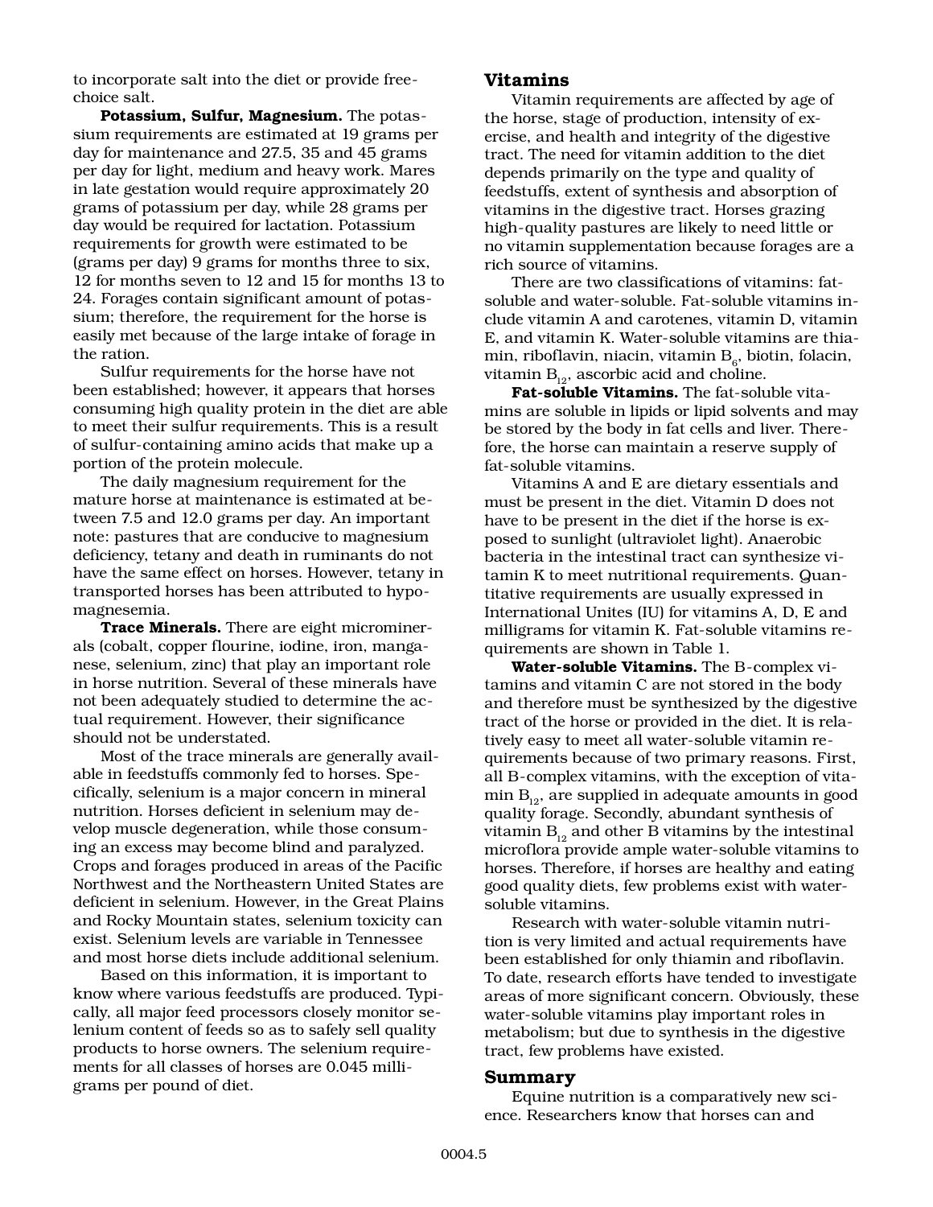to incorporate salt into the diet or provide free-choice salt.

**Potassium, Sulfur, Magnesium.** The potassium requirements are estimated at 19 grams per day for maintenance and 27.5, 35 and 45 grams per day for light, medium and heavy work. Mares in late gestation would require approximately 20 grams of potassium per day, while 28 grams per day would be required for lactation. Potassium requirements for growth were estimated to be (grams per day) 9 grams for months three to six, 12 for months seven to 12 and 15 for months 13 to 24. Forages contain significant amount of potassium; therefore, the requirement for the horse is easily met because of the large intake of forage in the ration.

Sulfur requirements for the horse have not been established; however, it appears that horses consuming high quality protein in the diet are able to meet their sulfur requirements. This is a result of sulfur-containing amino acids that make up a portion of the protein molecule.

The daily magnesium requirement for the mature horse at maintenance is estimated at between 7.5 and 12.0 grams per day. An important note: pastures that are conducive to magnesium deficiency, tetany and death in ruminants do not have the same effect on horses. However, tetany in transported horses has been attributed to hypomagnesemia.

**Trace Minerals.** There are eight microminerals (cobalt, copper flourine, iodine, iron, manganese, selenium, zinc) that play an important role in horse nutrition. Several of these minerals have not been adequately studied to determine the actual requirement. However, their significance should not be understated.

Most of the trace minerals are generally available in feedstuffs commonly fed to horses. Specifically, selenium is a major concern in mineral nutrition. Horses deficient in selenium may develop muscle degeneration, while those consuming an excess may become blind and paralyzed. Crops and forages produced in areas of the Pacific Northwest and the Northeastern United States are deficient in selenium. However, in the Great Plains and Rocky Mountain states, selenium toxicity can exist. Selenium levels are variable in Tennessee and most horse diets include additional selenium.

Based on this information, it is important to know where various feedstuffs are produced. Typically, all major feed processors closely monitor selenium content of feeds so as to safely sell quality products to horse owners. The selenium requirements for all classes of horses are 0.045 milligrams per pound of diet.

## Vitamins

Vitamin requirements are affected by age of the horse, stage of production, intensity of exercise, and health and integrity of the digestive tract. The need for vitamin addition to the diet depends primarily on the type and quality of feedstuffs, extent of synthesis and absorption of vitamins in the digestive tract. Horses grazing high-quality pastures are likely to need little or no vitamin supplementation because forages are a rich source of vitamins.

There are two classifications of vitamins: fat-soluble and water-soluble. Fat-soluble vitamins include vitamin A and carotenes, vitamin D, vitamin E, and vitamin K. Water-soluble vitamins are thiamin, riboflavin, niacin, vitamin $B_6$, biotin, folacin, vitamin $B_{12}$, ascorbic acid and choline.

**Fat-soluble Vitamins.** The fat-soluble vitamins are soluble in lipids or lipid solvents and may be stored by the body in fat cells and liver. Therefore, the horse can maintain a reserve supply of fat-soluble vitamins.

Vitamins A and E are dietary essentials and must be present in the diet. Vitamin D does not have to be present in the diet if the horse is exposed to sunlight (ultraviolet light). Anaerobic bacteria in the intestinal tract can synthesize vitamin K to meet nutritional requirements. Quantitative requirements are usually expressed in International Unites (IU) for vitamins A, D, E and milligrams for vitamin K. Fat-soluble vitamins requirements are shown in Table 1.

**Water-soluble Vitamins.** The B-complex vitamins and vitamin C are not stored in the body and therefore must be synthesized by the digestive tract of the horse or provided in the diet. It is relatively easy to meet all water-soluble vitamin requirements because of two primary reasons. First, all B-complex vitamins, with the exception of vitamin $B_{12}$, are supplied in adequate amounts in good quality forage. Secondly, abundant synthesis of vitamin $B_{12}$ and other B vitamins by the intestinal microflora provide ample water-soluble vitamins to horses. Therefore, if horses are healthy and eating good quality diets, few problems exist with water-soluble vitamins.

Research with water-soluble vitamin nutrition is very limited and actual requirements have been established for only thiamin and riboflavin. To date, research efforts have tended to investigate areas of more significant concern. Obviously, these water-soluble vitamins play important roles in metabolism; but due to synthesis in the digestive tract, few problems have existed.

## Summary

Equine nutrition is a comparatively new science. Researchers know that horses can and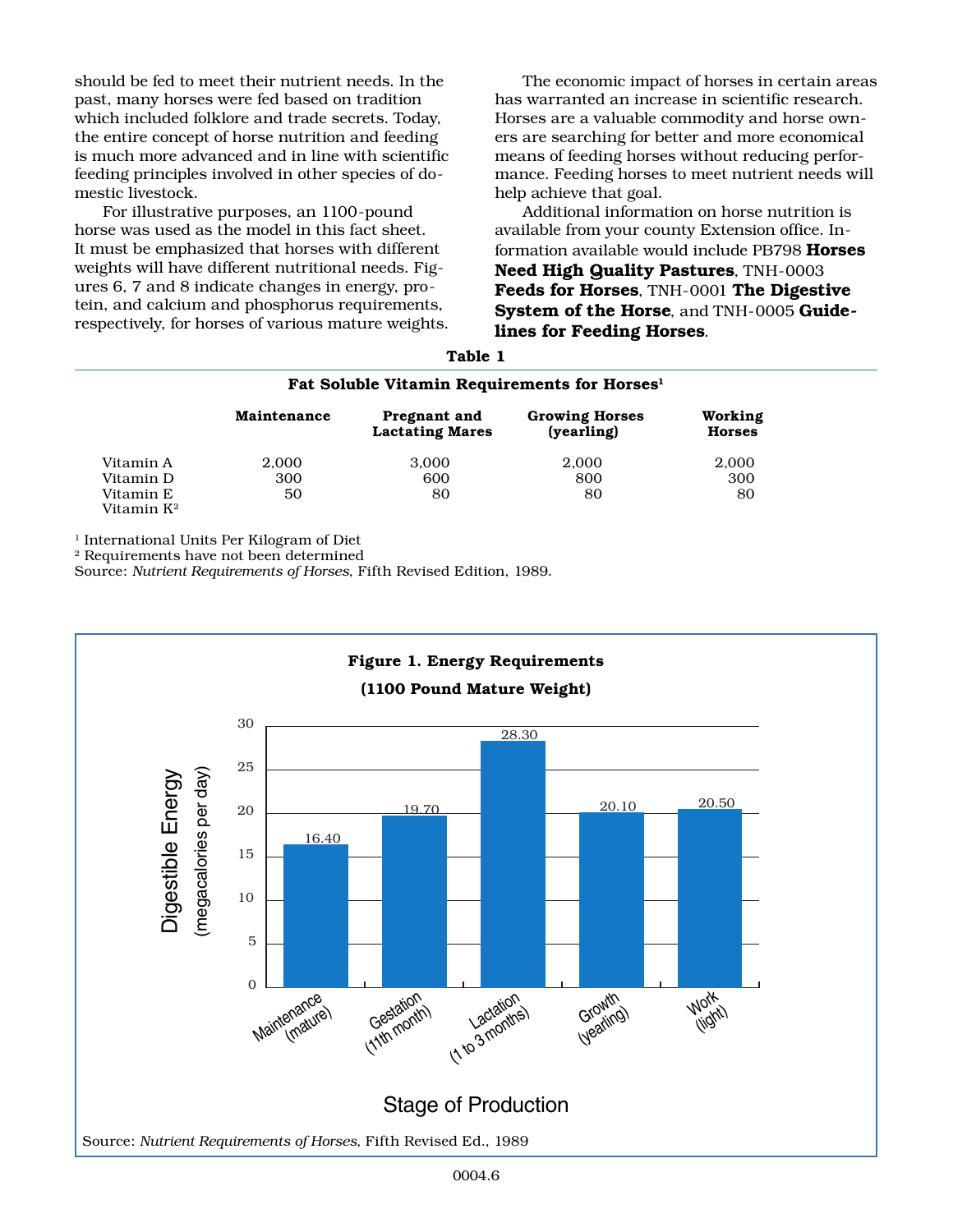should be fed to meet their nutrient needs. In the past, many horses were fed based on tradition which included folklore and trade secrets. Today, the entire concept of horse nutrition and feeding is much more advanced and in line with scientific feeding principles involved in other species of domestic livestock.

For illustrative purposes, an 1100-pound horse was used as the model in this fact sheet. It must be emphasized that horses with different weights will have different nutritional needs. Figures 6, 7 and 8 indicate changes in energy, protein, and calcium and phosphorus requirements, respectively, for horses of various mature weights.

The economic impact of horses in certain areas has warranted an increase in scientific research. Horses are a valuable commodity and horse owners are searching for better and more economical means of feeding horses without reducing performance. Feeding horses to meet nutrient needs will help achieve that goal.

Additional information on horse nutrition is available from your county Extension office. Information available would include PB798 **Horses Need High Quality Pastures**, TNH-0003 **Feeds for Horses**, TNH-0001 **The Digestive System of the Horse**, and TNH-0005 **Guidelines for Feeding Horses**.

**Table 1**

**Fat Soluble Vitamin Requirements for Horses[1]**

| | Maintenance | Pregnant and Lactating Mares | Growing Horses (yearling) | Working Horses |
|---|---|---|---|---|
| Vitamin A | 2,000 | 3,000 | 2,000 | 2,000 |
| Vitamin D | 300 | 600 | 800 | 300 |
| Vitamin E | 50 | 80 | 80 | 80 |
| Vitamin K[2] | | | | |

[1] International Units Per Kilogram of Diet
[2] Requirements have not been determined
Source: *Nutrient Requirements of Horses*, Fifth Revised Edition, 1989.

**Figure 1. Energy Requirements**
**(1100 Pound Mature Weight)**

| Stage of Production | Digestible Energy (megacalories per day) |
|---|---|
| Maintenance (mature) | 16.40 |
| Gestation (11th month) | 19.70 |
| Lactation (1 to 3 months) | 28.30 |
| Growth (yearling) | 20.10 |
| Work (light) | 20.50 |

Source: *Nutrient Requirements of Horses*, Fifth Revised Ed., 1989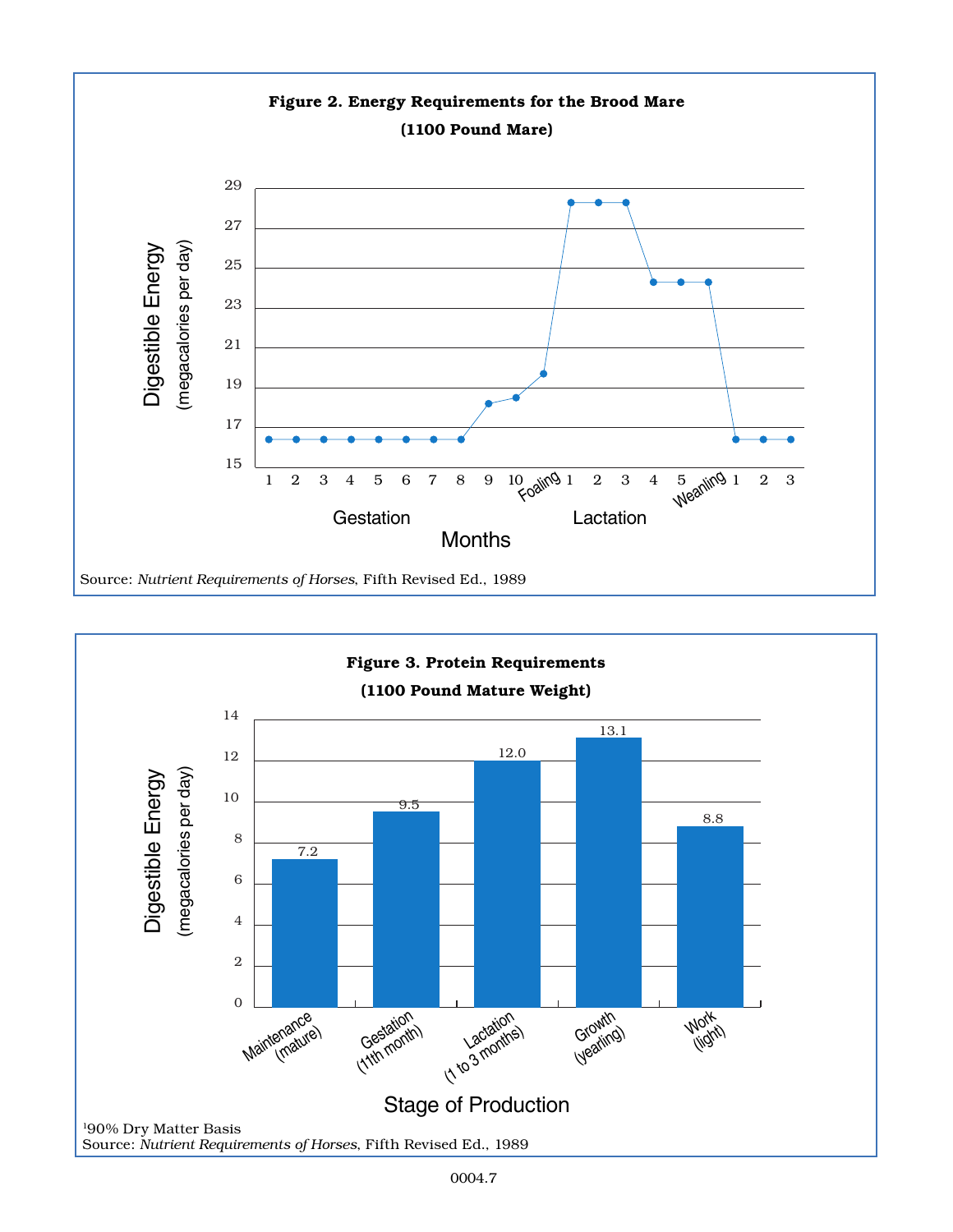**Figure 2. Energy Requirements for the Brood Mare**

**(1100 Pound Mare)**

Digestible Energy (megacalories per day)

Months: Gestation 1 2 3 4 5 6 7 8 9 10 Foaling — Lactation 1 2 3 4 5 Weaning 1 2 3

Source: *Nutrient Requirements of Horses*, Fifth Revised Ed., 1989

**Figure 3. Protein Requirements**

**(1100 Pound Mature Weight)**

Digestible Energy (megacalories per day)

| Stage of Production | Value |
|---|---|
| Maintenance (mature) | 7.2 |
| Gestation (11th month) | 9.5 |
| Lactation (1 to 3 months) | 12.0 |
| Growth (yearling) | 13.1 |
| Work (light) | 8.8 |

[1]90% Dry Matter Basis

Source: *Nutrient Requirements of Horses*, Fifth Revised Ed., 1989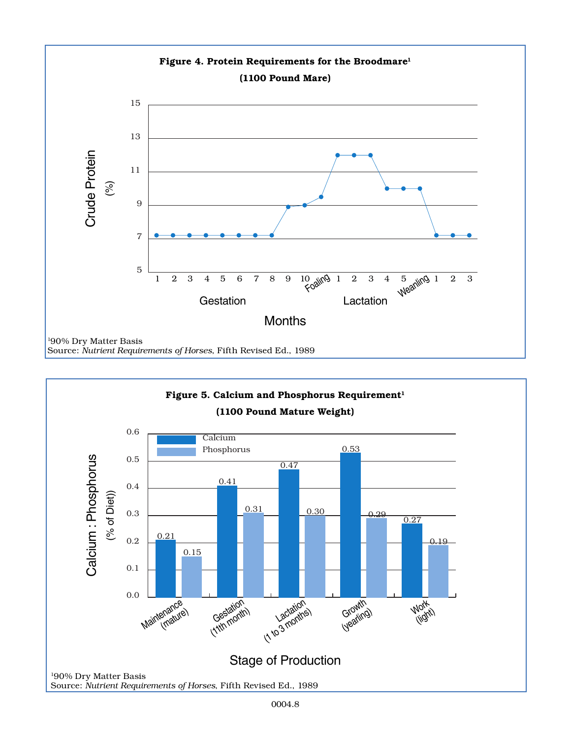**Figure 4. Protein Requirements for the Broodmare[1]**

**(1100 Pound Mare)**

| Stage | Month | Crude Protein (%) |
| --- | --- | --- |
| Gestation | 1 | 7.2 |
| Gestation | 2 | 7.2 |
| Gestation | 3 | 7.2 |
| Gestation | 4 | 7.2 |
| Gestation | 5 | 7.2 |
| Gestation | 6 | 7.2 |
| Gestation | 7 | 7.2 |
| Gestation | 8 | 7.2 |
| Gestation | 9 | 8.9 |
| Gestation | 10 | 9.0 |
| Foaling | | 9.5 |
| Lactation | 1 | 12 |
| Lactation | 2 | 12 |
| Lactation | 3 | 12 |
| Lactation | 4 | 10 |
| Lactation | 5 | 10 |
| Weanling | | 10 |
| | 1 | 7.2 |
| | 2 | 7.2 |
| | 3 | 7.2 |

[1]90% Dry Matter Basis
Source: *Nutrient Requirements of Horses*, Fifth Revised Ed., 1989

**Figure 5. Calcium and Phosphorus Requirement[1]**

**(1100 Pound Mature Weight)**

| Stage of Production | Calcium (% of Diet) | Phosphorus (% of Diet) |
| --- | --- | --- |
| Maintenance (mature) | 0.21 | 0.15 |
| Gestation (11th month) | 0.41 | 0.31 |
| Lactation (1 to 3 months) | 0.47 | 0.30 |
| Growth (yearling) | 0.53 | 0.29 |
| Work (light) | 0.27 | 0.19 |

[1]90% Dry Matter Basis
Source: *Nutrient Requirements of Horses*, Fifth Revised Ed., 1989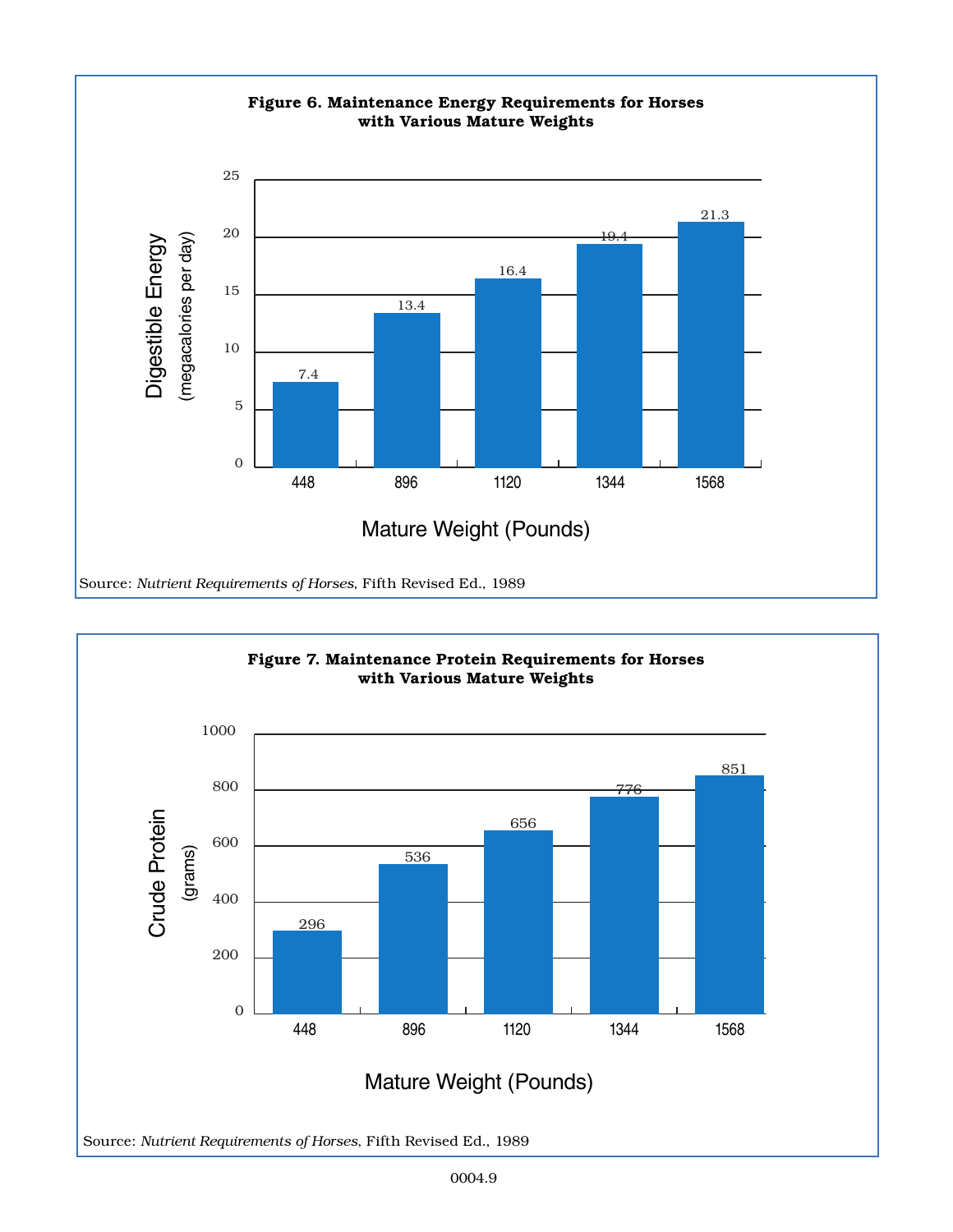**Figure 6. Maintenance Energy Requirements for Horses with Various Mature Weights**

| Mature Weight (Pounds) | Digestible Energy (megacalories per day) |
|---|---|
| 448 | 7.4 |
| 896 | 13.4 |
| 1120 | 16.4 |
| 1344 | 19.4 |
| 1568 | 21.3 |

Source: *Nutrient Requirements of Horses*, Fifth Revised Ed., 1989

**Figure 7. Maintenance Protein Requirements for Horses with Various Mature Weights**

| Mature Weight (Pounds) | Crude Protein (grams) |
|---|---|
| 448 | 296 |
| 896 | 536 |
| 1120 | 656 |
| 1344 | 776 |
| 1568 | 851 |

Source: *Nutrient Requirements of Horses*, Fifth Revised Ed., 1989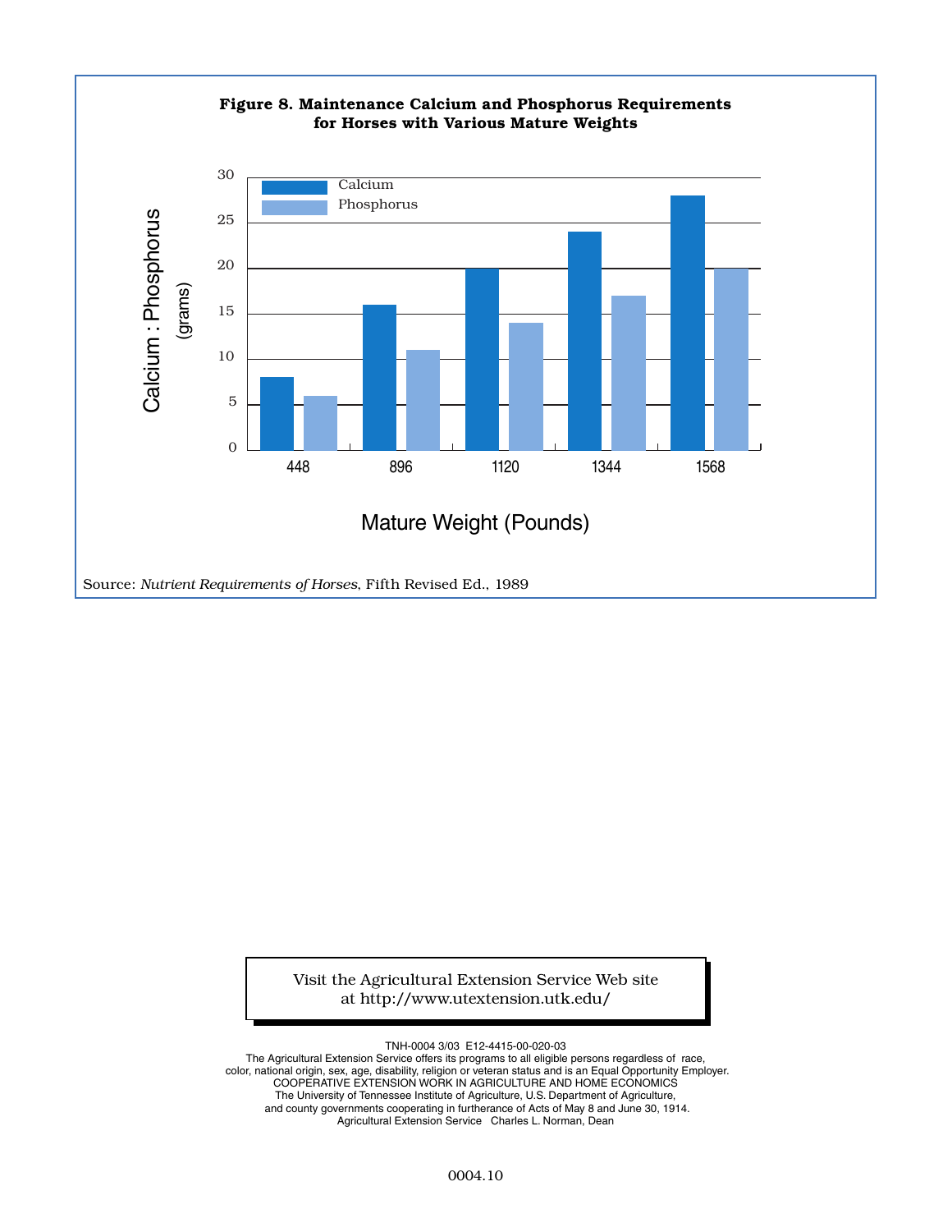**Figure 8. Maintenance Calcium and Phosphorus Requirements for Horses with Various Mature Weights**

Calcium

Phosphorus

Calcium : Phosphorus (grams)

30
25
20
15
10
5
0

448
896
1120
1344
1568

Mature Weight (Pounds)

Source: *Nutrient Requirements of Horses*, Fifth Revised Ed., 1989

Visit the Agricultural Extension Service Web site at http://www.utextension.utk.edu/

TNH-0004 3/03 E12-4415-00-020-03

The Agricultural Extension Service offers its programs to all eligible persons regardless of race, color, national origin, sex, age, disability, religion or veteran status and is an Equal Opportunity Employer.

COOPERATIVE EXTENSION WORK IN AGRICULTURE AND HOME ECONOMICS

The University of Tennessee Institute of Agriculture, U.S. Department of Agriculture, and county governments cooperating in furtherance of Acts of May 8 and June 30, 1914.

Agricultural Extension Service Charles L. Norman, Dean

0004.10